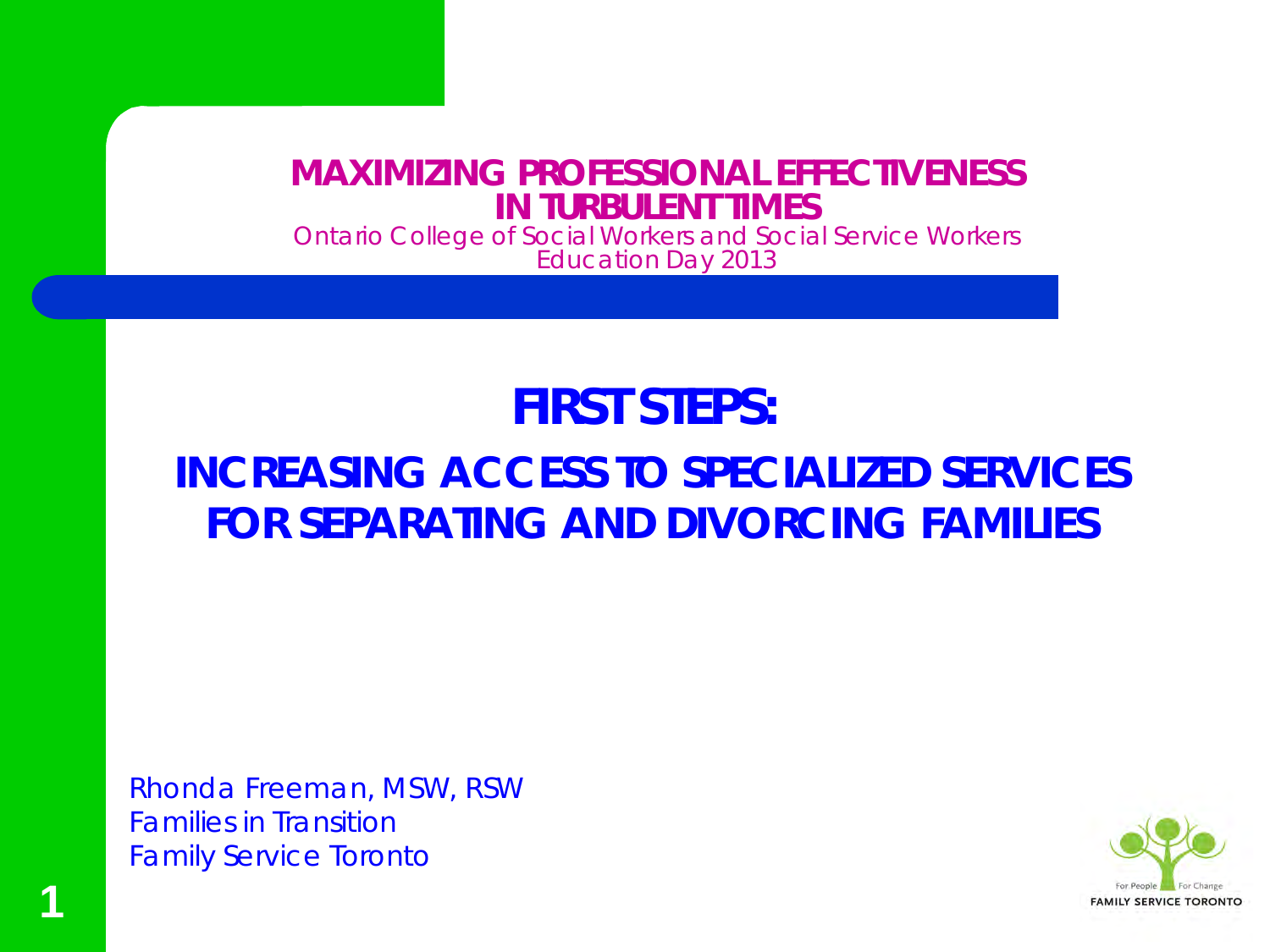**MAXIMIZING PROFESSIONAL EFFECTIVENESS IN TURBULENT TIMES**

Ontario College of Social Workers and Social Service Workers
Education Day 2013

# FIRST STEPS:

## INCREASING ACCESS TO SPECIALIZED SERVICES FOR SEPARATING AND DIVORCING FAMILIES

Rhonda Freeman, MSW, RSW
Families in Transition
Family Service Toronto

For People For Change
FAMILY SERVICE TORONTO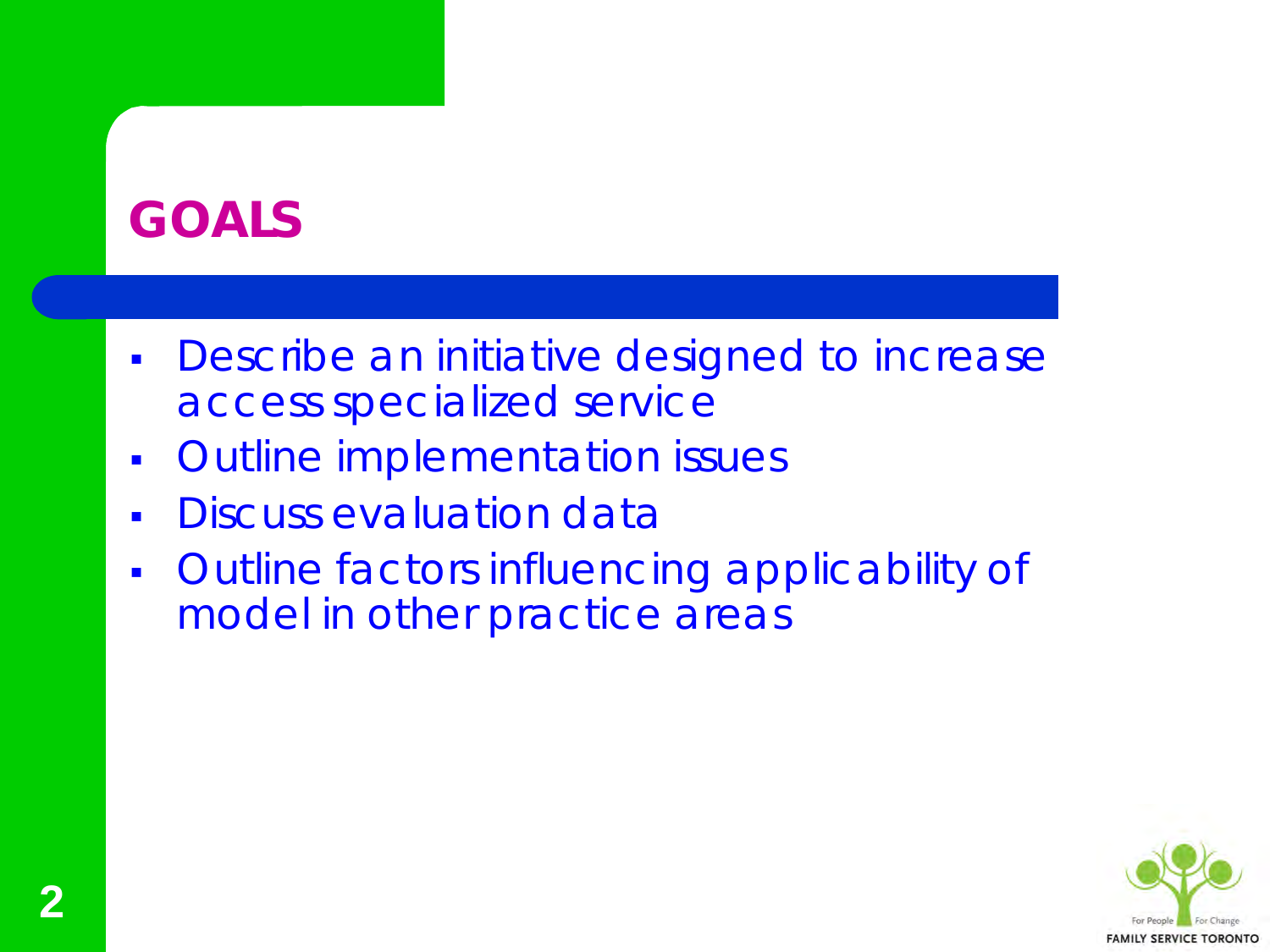# GOALS

- Describe an initiative designed to increase access specialized service
- Outline implementation issues
- Discuss evaluation data
- Outline factors influencing applicability of model in other practice areas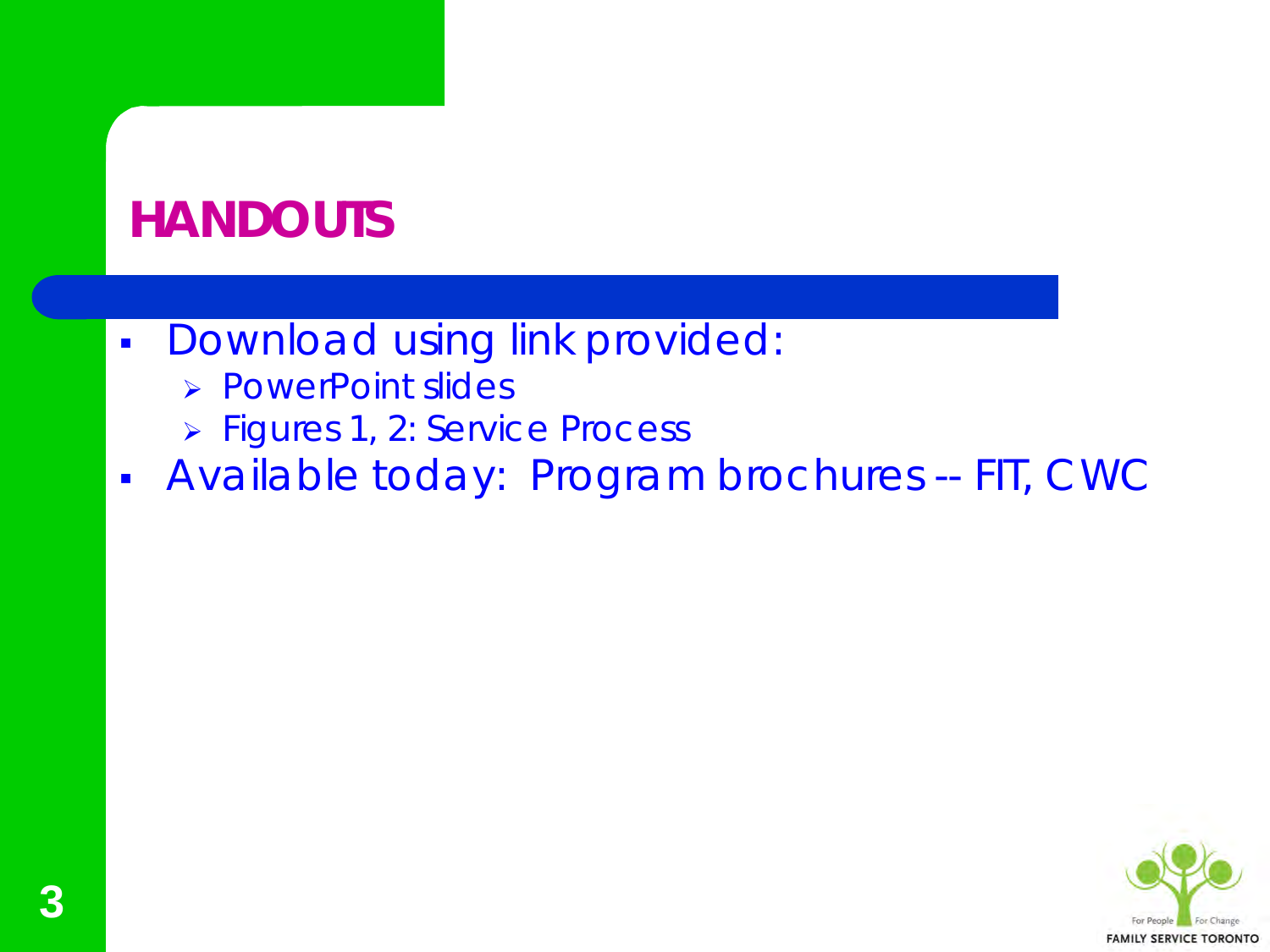# HANDOUTS

- Download using link provided:
  - PowerPoint slides
  - Figures 1, 2: Service Process
- Available today: Program brochures -- FIT, CWC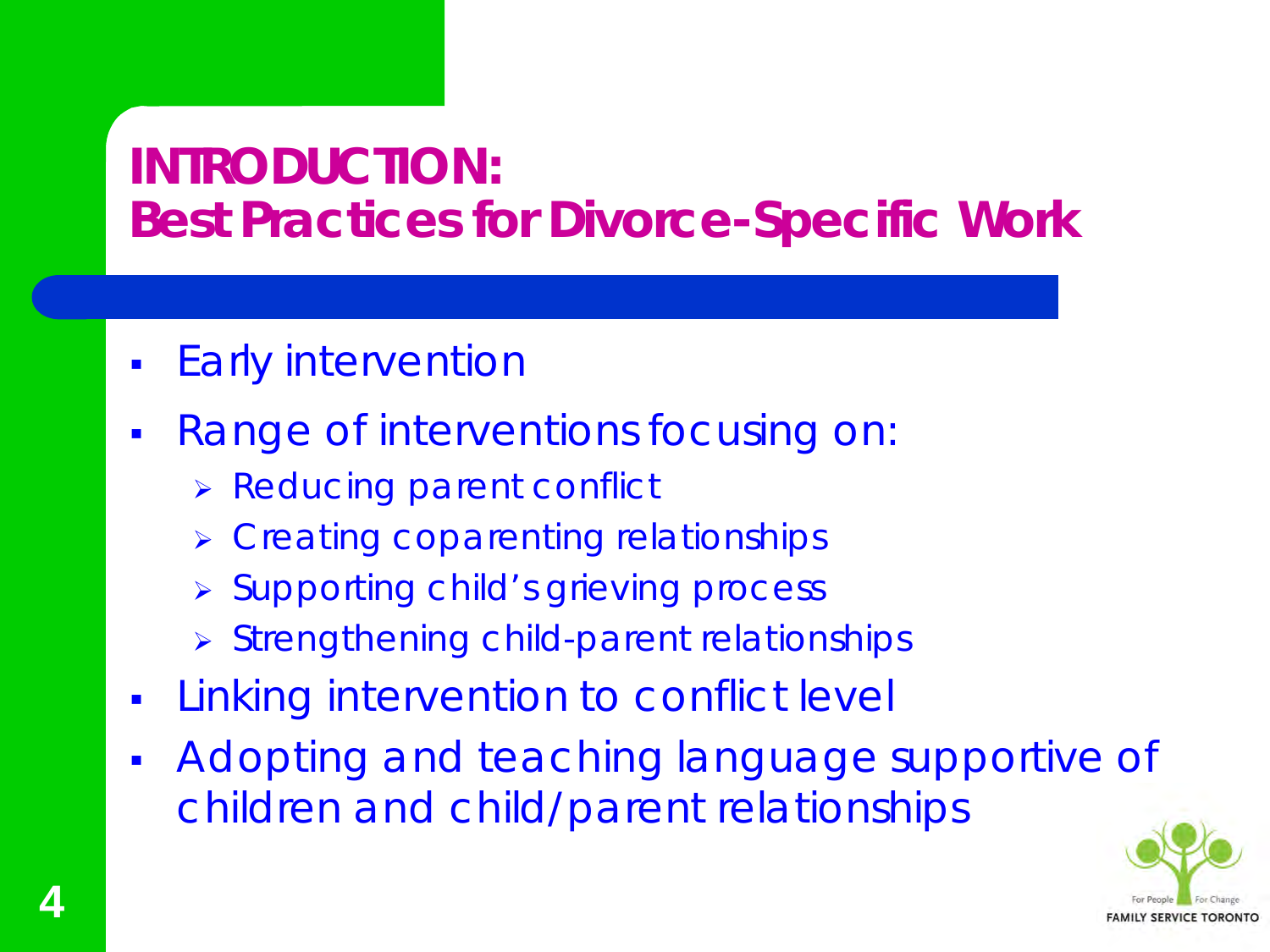# INTRODUCTION: Best Practices for Divorce-Specific Work

- Early intervention
- Range of interventions focusing on:
  - Reducing parent conflict
  - Creating coparenting relationships
  - Supporting child's grieving process
  - Strengthening child-parent relationships
- Linking intervention to conflict level
- Adopting and teaching language supportive of children and child/parent relationships

For People For Change
FAMILY SERVICE TORONTO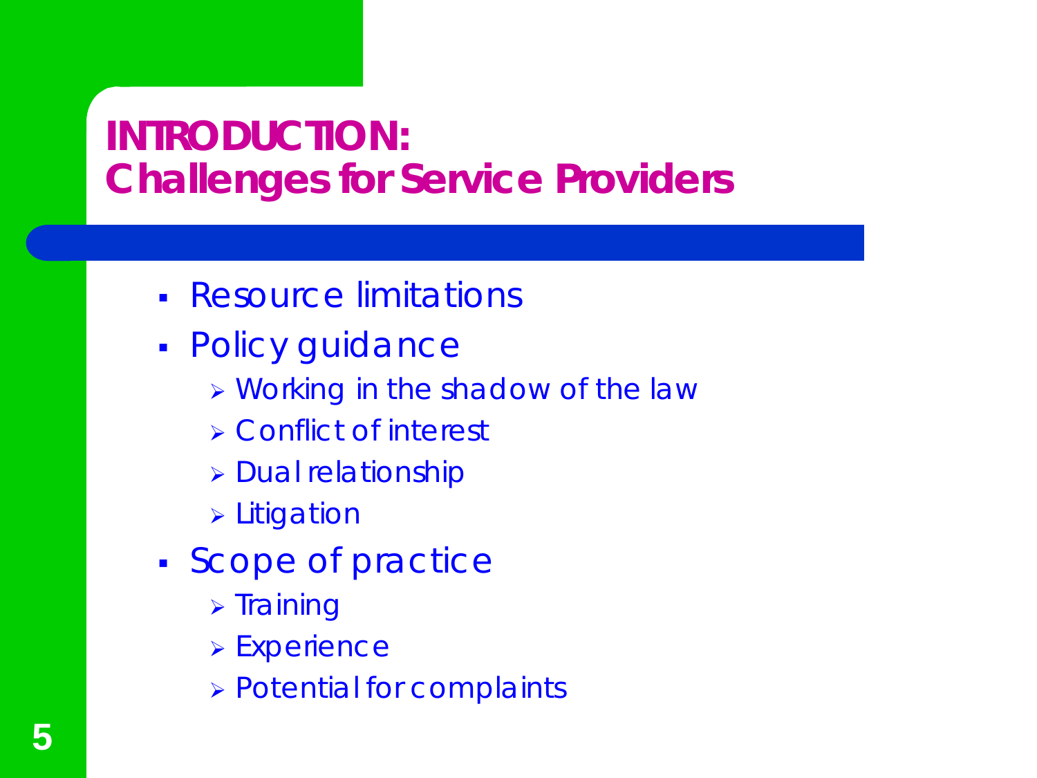# INTRODUCTION: Challenges for Service Providers

- Resource limitations
- Policy guidance
  - Working in the shadow of the law
  - Conflict of interest
  - Dual relationship
  - Litigation
- Scope of practice
  - Training
  - Experience
  - Potential for complaints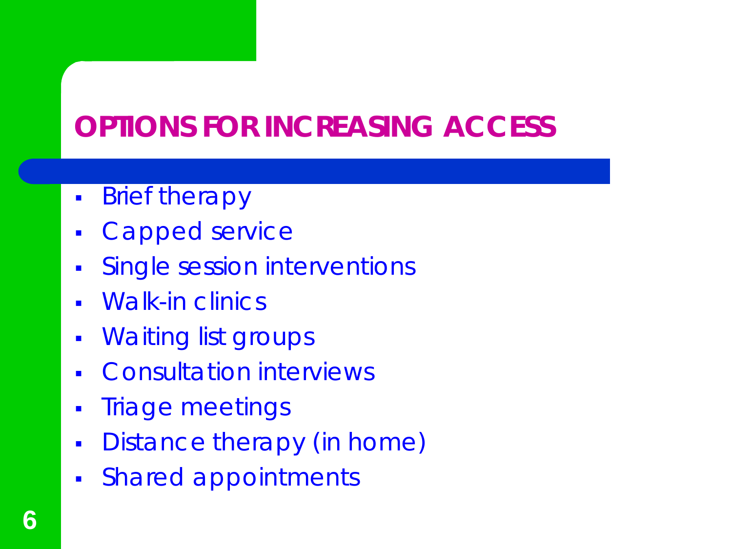# OPTIONS FOR INCREASING ACCESS

- Brief therapy
- Capped service
- Single session interventions
- Walk-in clinics
- Waiting list groups
- Consultation interviews
- Triage meetings
- Distance therapy (in home)
- Shared appointments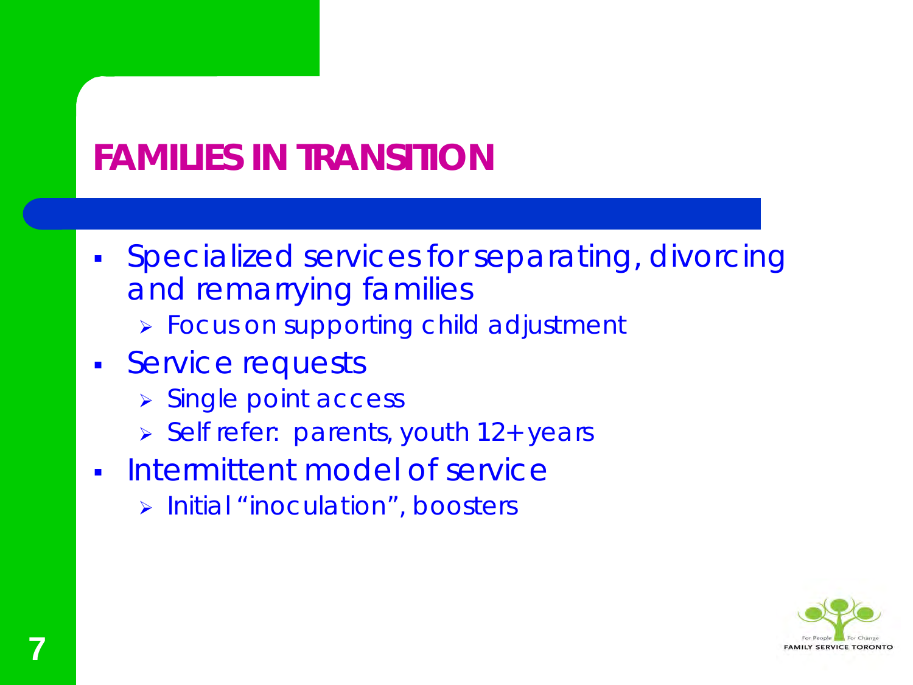# FAMILIES IN TRANSITION

- Specialized services for separating, divorcing and remarrying families
  - Focus on supporting child adjustment
- Service requests
  - Single point access
  - Self refer: parents, youth 12+ years
- Intermittent model of service
  - Initial "inoculation", boosters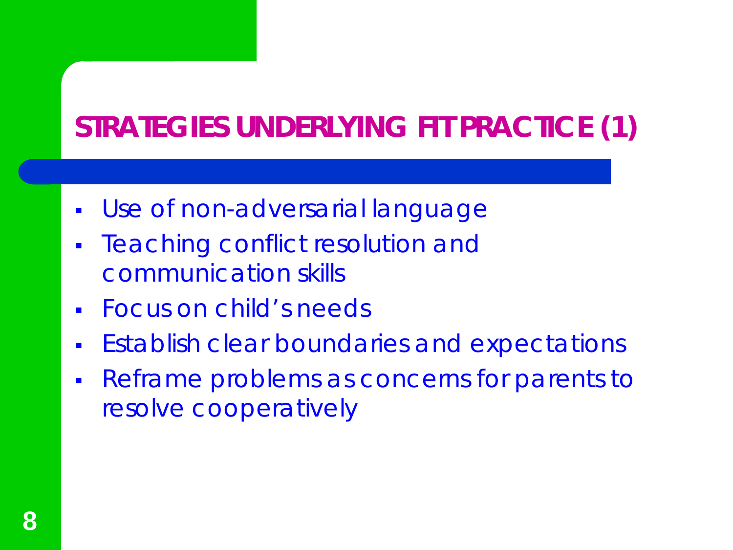# STRATEGIES UNDERLYING FIT PRACTICE (1)

- Use of non-adversarial language
- Teaching conflict resolution and communication skills
- Focus on child's needs
- Establish clear boundaries and expectations
- Reframe problems as concerns for parents to resolve cooperatively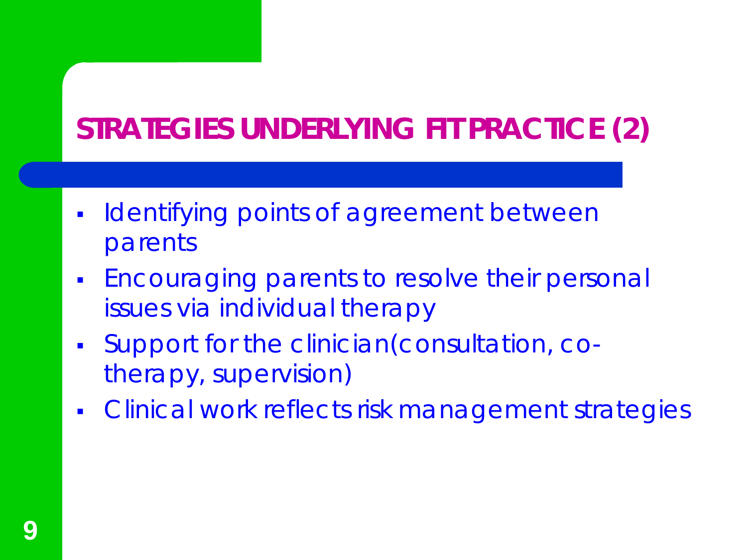# STRATEGIES UNDERLYING FIT PRACTICE (2)

- Identifying points of agreement between parents
- Encouraging parents to resolve their personal issues via individual therapy
- Support for the clinician(consultation, co-therapy, supervision)
- Clinical work reflects risk management strategies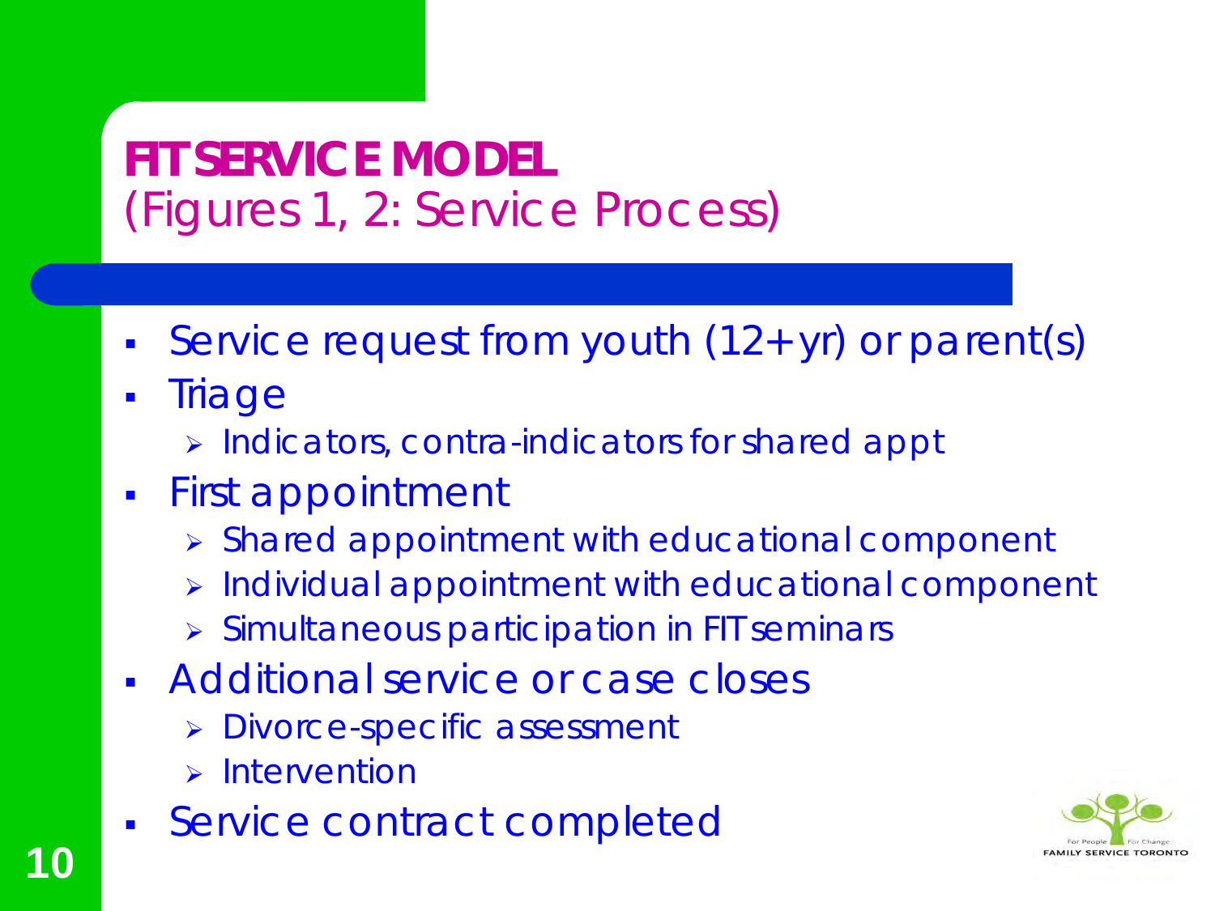# FIT SERVICE MODEL
(Figures 1, 2: Service Process)

- Service request from youth (12+ yr) or parent(s)
- Triage
  - Indicators, contra-indicators for shared appt
- First appointment
  - Shared appointment with educational component
  - Individual appointment with educational component
  - Simultaneous participation in FIT seminars
- Additional service or case closes
  - Divorce-specific assessment
  - Intervention
- Service contract completed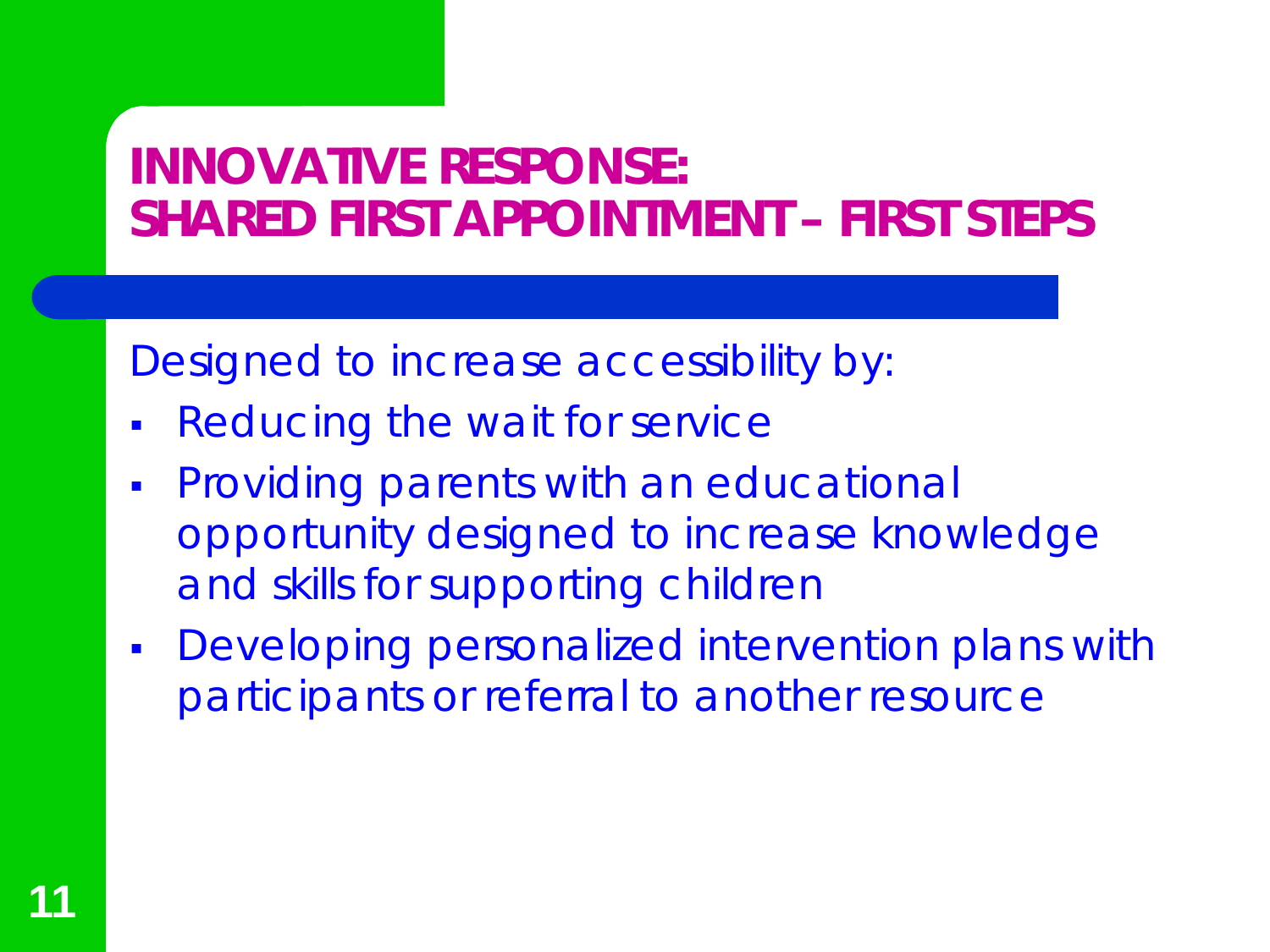# INNOVATIVE RESPONSE: SHARED FIRST APPOINTMENT – FIRST STEPS

Designed to increase accessibility by:

- Reducing the wait for service
- Providing parents with an educational opportunity designed to increase knowledge and skills for supporting children
- Developing personalized intervention plans with participants or referral to another resource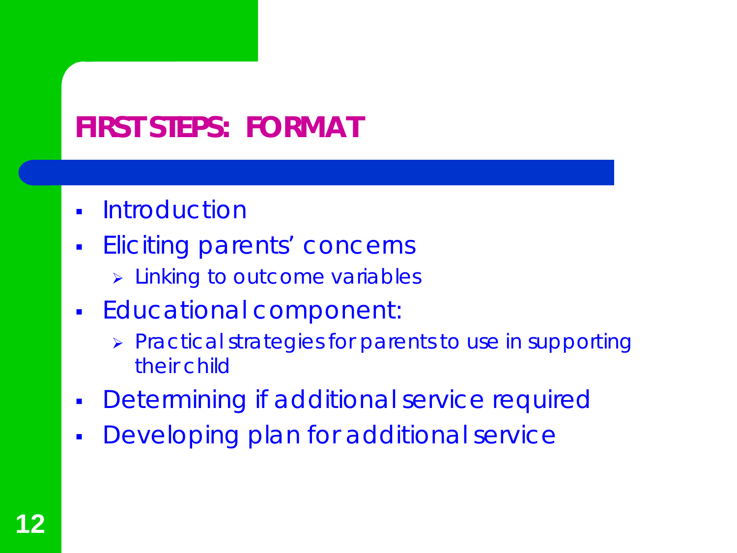## FIRST STEPS: FORMAT

- Introduction
- Eliciting parents' concerns
  - Linking to outcome variables
- Educational component:
  - Practical strategies for parents to use in supporting their child
- Determining if additional service required
- Developing plan for additional service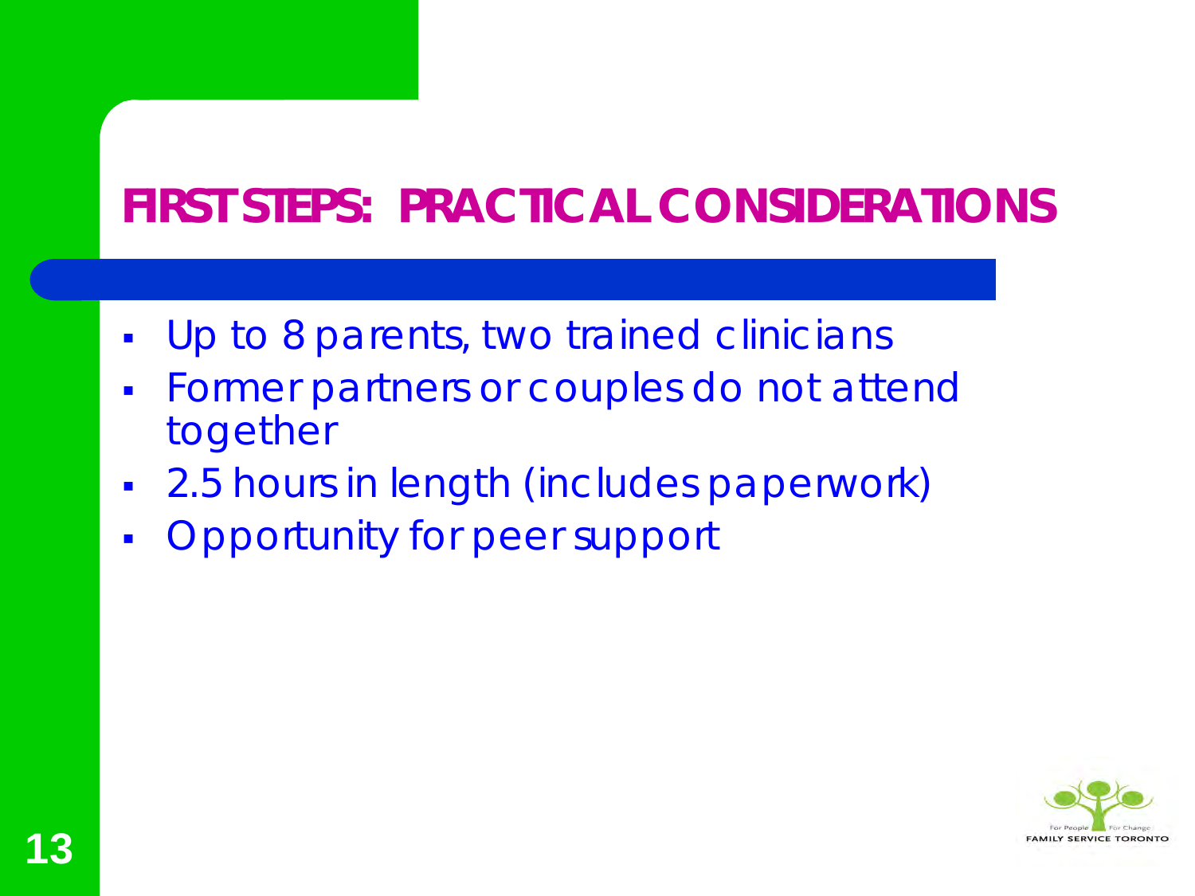# FIRST STEPS: PRACTICAL CONSIDERATIONS

- Up to 8 parents, two trained clinicians
- Former partners or couples do not attend together
- 2.5 hours in length (includes paperwork)
- Opportunity for peer support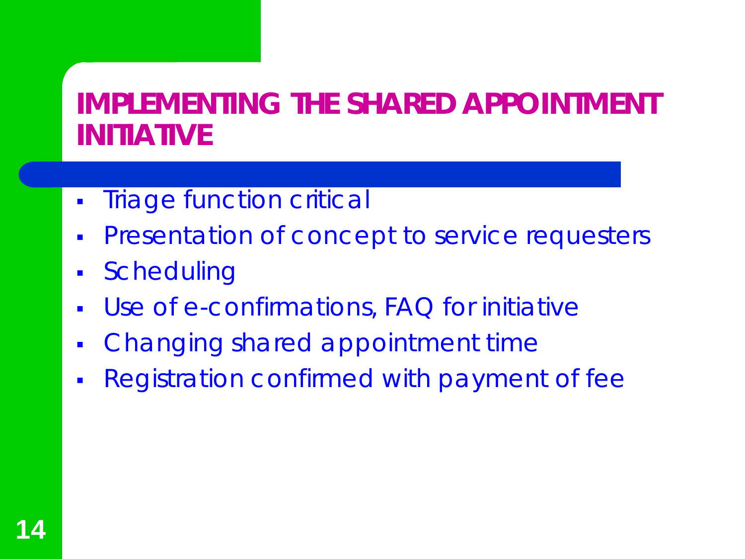# IMPLEMENTING THE SHARED APPOINTMENT INITIATIVE

- Triage function critical
- Presentation of concept to service requesters
- Scheduling
- Use of e-confirmations, FAQ for initiative
- Changing shared appointment time
- Registration confirmed with payment of fee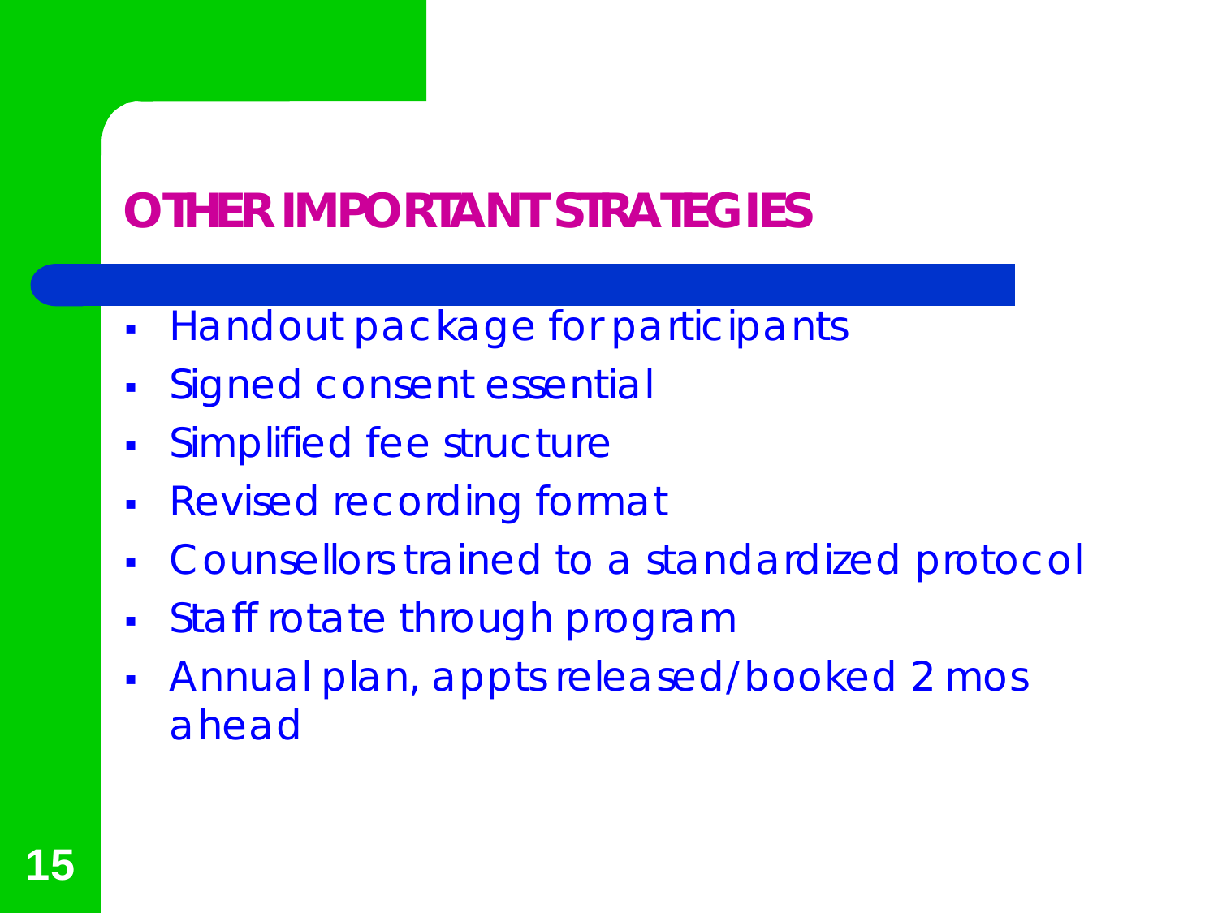## OTHER IMPORTANT STRATEGIES

- Handout package for participants
- Signed consent essential
- Simplified fee structure
- Revised recording format
- Counsellors trained to a standardized protocol
- Staff rotate through program
- Annual plan, appts released/booked 2 mos ahead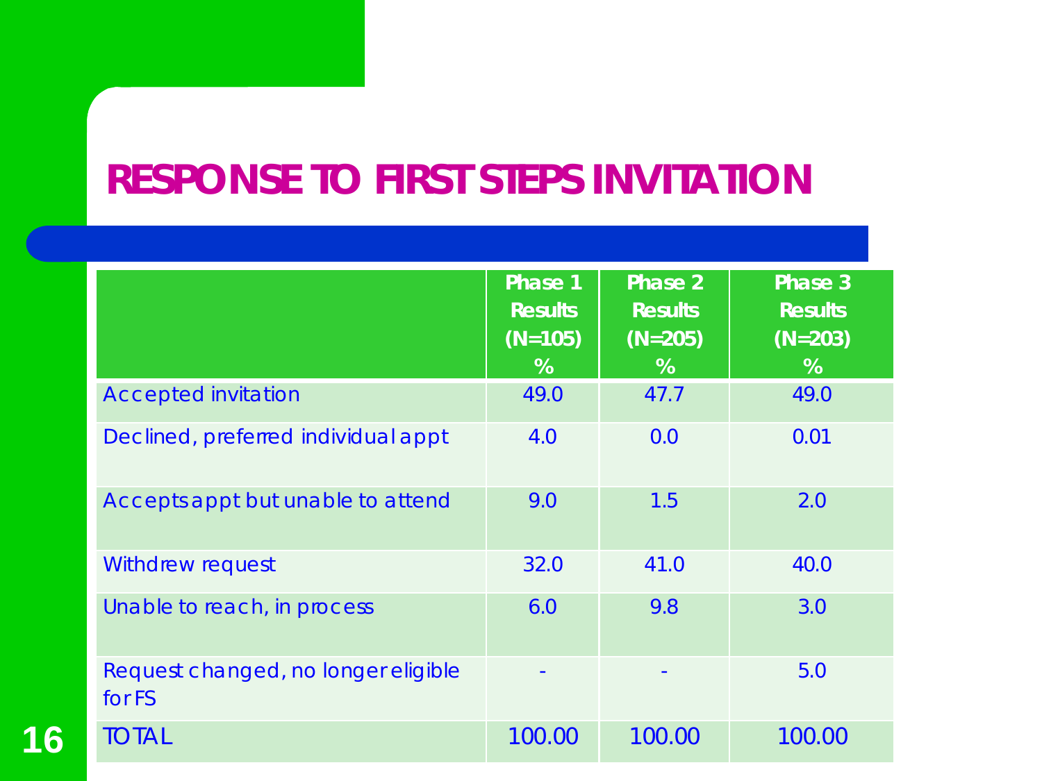# RESPONSE TO FIRST STEPS INVITATION

| | Phase 1 Results (N=105) % | Phase 2 Results (N=205) % | Phase 3 Results (N=203) % |
|---|---|---|---|
| Accepted invitation | 49.0 | 47.7 | 49.0 |
| Declined, preferred individual appt | 4.0 | 0.0 | 0.01 |
| Accepts appt but unable to attend | 9.0 | 1.5 | 2.0 |
| Withdrew request | 32.0 | 41.0 | 40.0 |
| Unable to reach, in process | 6.0 | 9.8 | 3.0 |
| Request changed, no longer eligible for FS | - | - | 5.0 |
| TOTAL | 100.00 | 100.00 | 100.00 |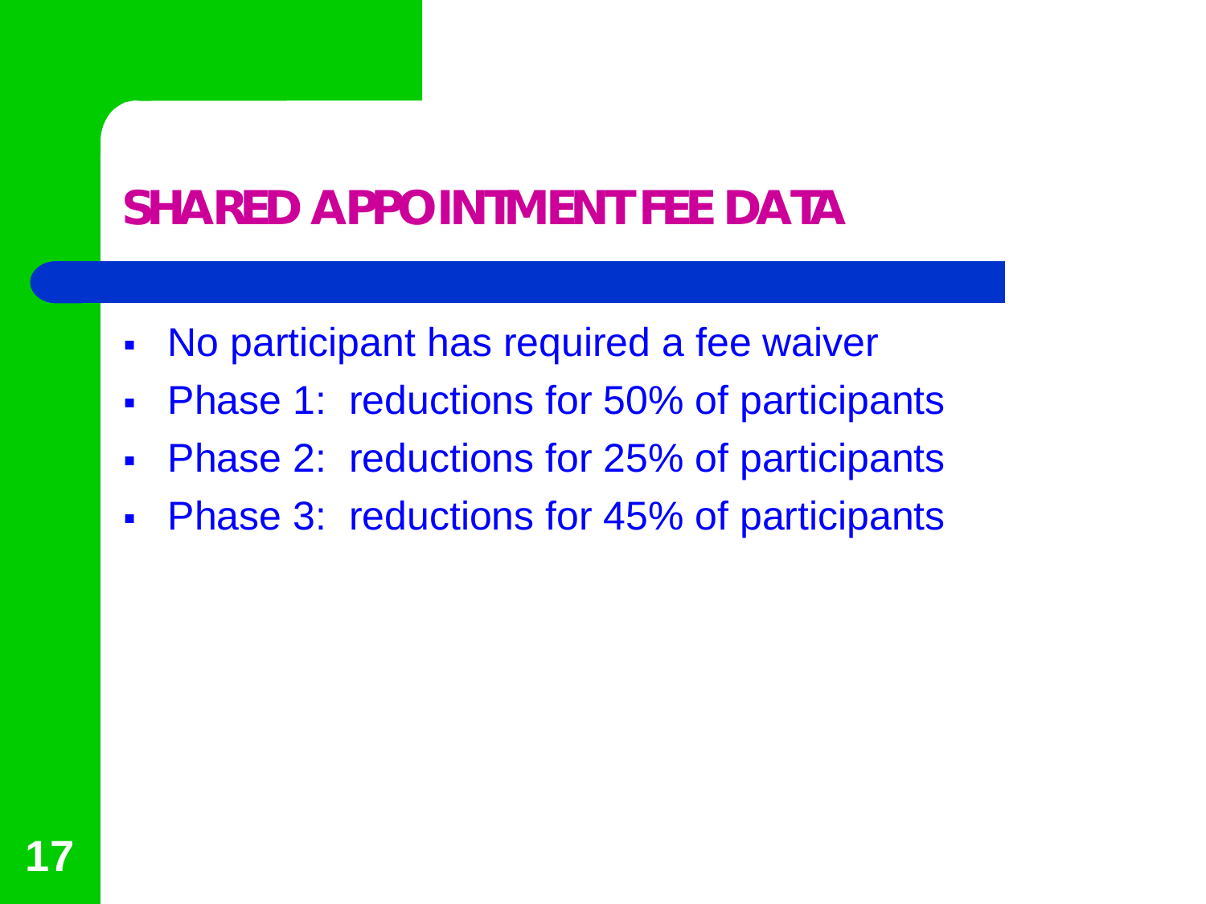# SHARED APPOINTMENT FEE DATA

- No participant has required a fee waiver
- Phase 1:  reductions for 50% of participants
- Phase 2:  reductions for 25% of participants
- Phase 3:  reductions for 45% of participants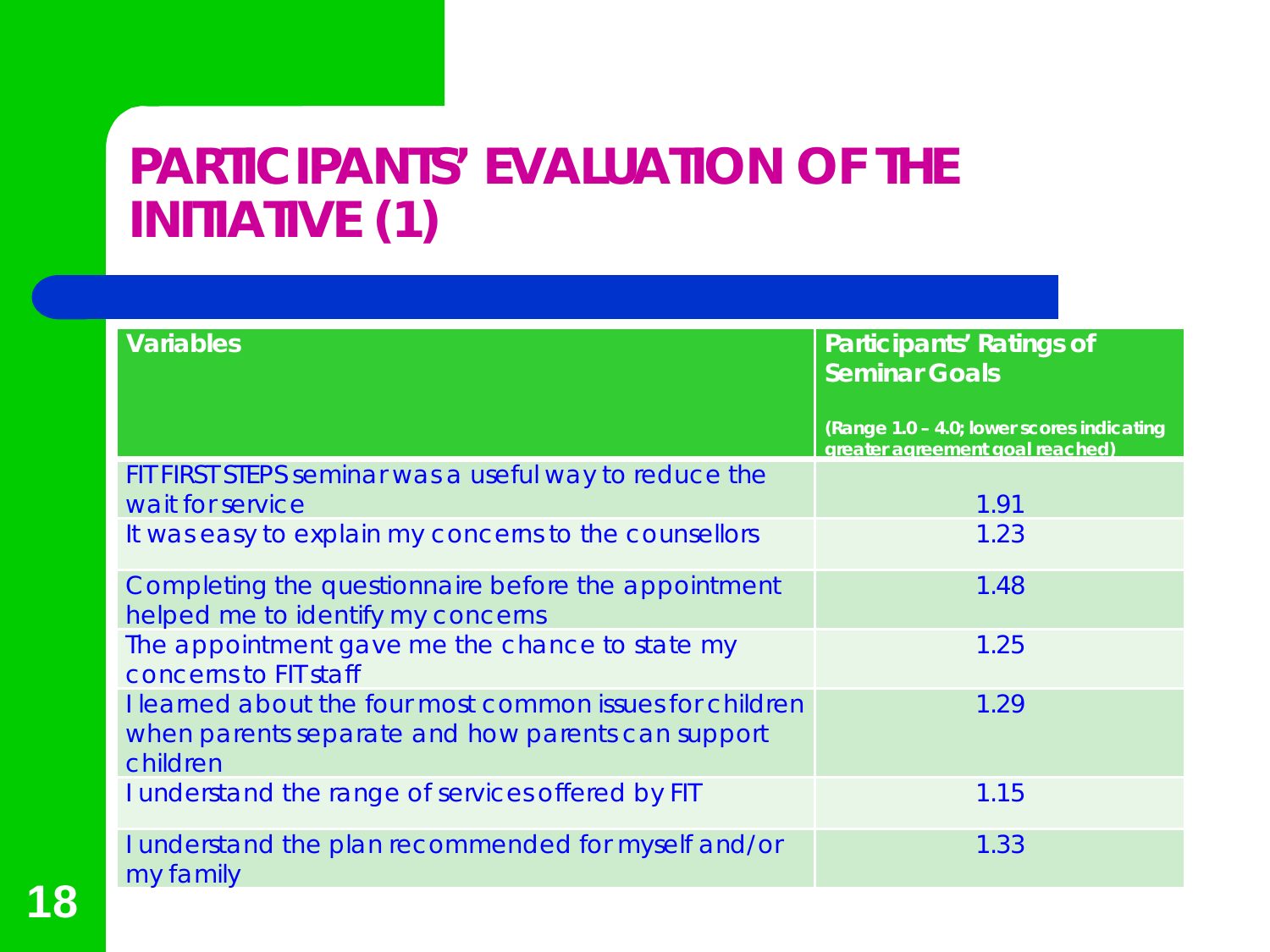# PARTICIPANTS' EVALUATION OF THE INITIATIVE (1)

| Variables | Participants' Ratings of Seminar Goals (Range 1.0 – 4.0; lower scores indicating greater agreement goal reached) |
|---|---|
| FIT FIRST STEPS seminar was a useful way to reduce the wait for service | 1.91 |
| It was easy to explain my concerns to the counsellors | 1.23 |
| Completing the questionnaire before the appointment helped me to identify my concerns | 1.48 |
| The appointment gave me the chance to state my concerns to FIT staff | 1.25 |
| I learned about the four most common issues for children when parents separate and how parents can support children | 1.29 |
| I understand the range of services offered by FIT | 1.15 |
| I understand the plan recommended for myself and/or my family | 1.33 |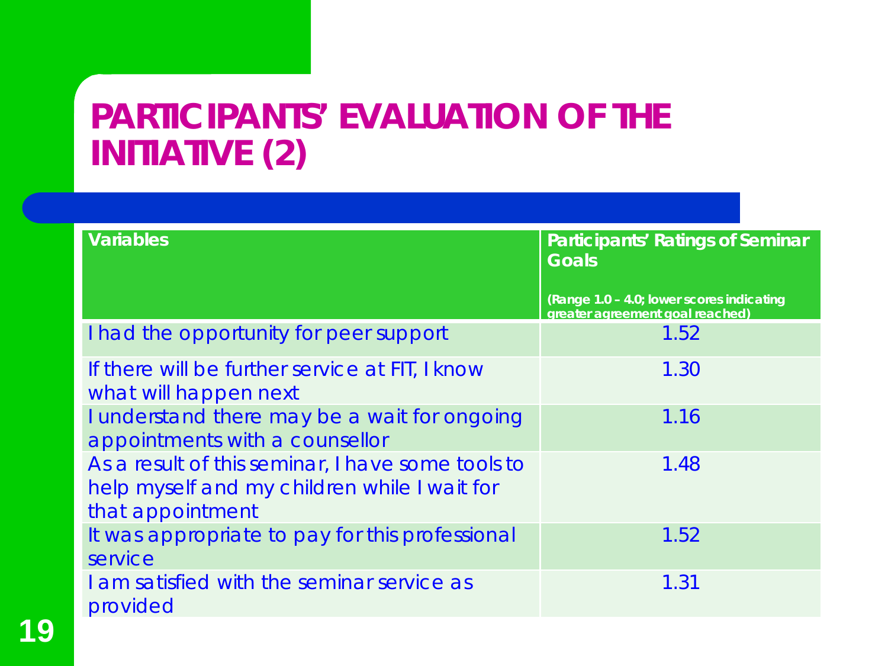# PARTICIPANTS' EVALUATION OF THE INITIATIVE (2)

| Variables | Participants' Ratings of Seminar Goals (Range 1.0 – 4.0; lower scores indicating greater agreement goal reached) |
|---|---|
| I had the opportunity for peer support | 1.52 |
| If there will be further service at FIT, I know what will happen next | 1.30 |
| I understand there may be a wait for ongoing appointments with a counsellor | 1.16 |
| As a result of this seminar, I have some tools to help myself and my children while I wait for that appointment | 1.48 |
| It was appropriate to pay for this professional service | 1.52 |
| I am satisfied with the seminar service as provided | 1.31 |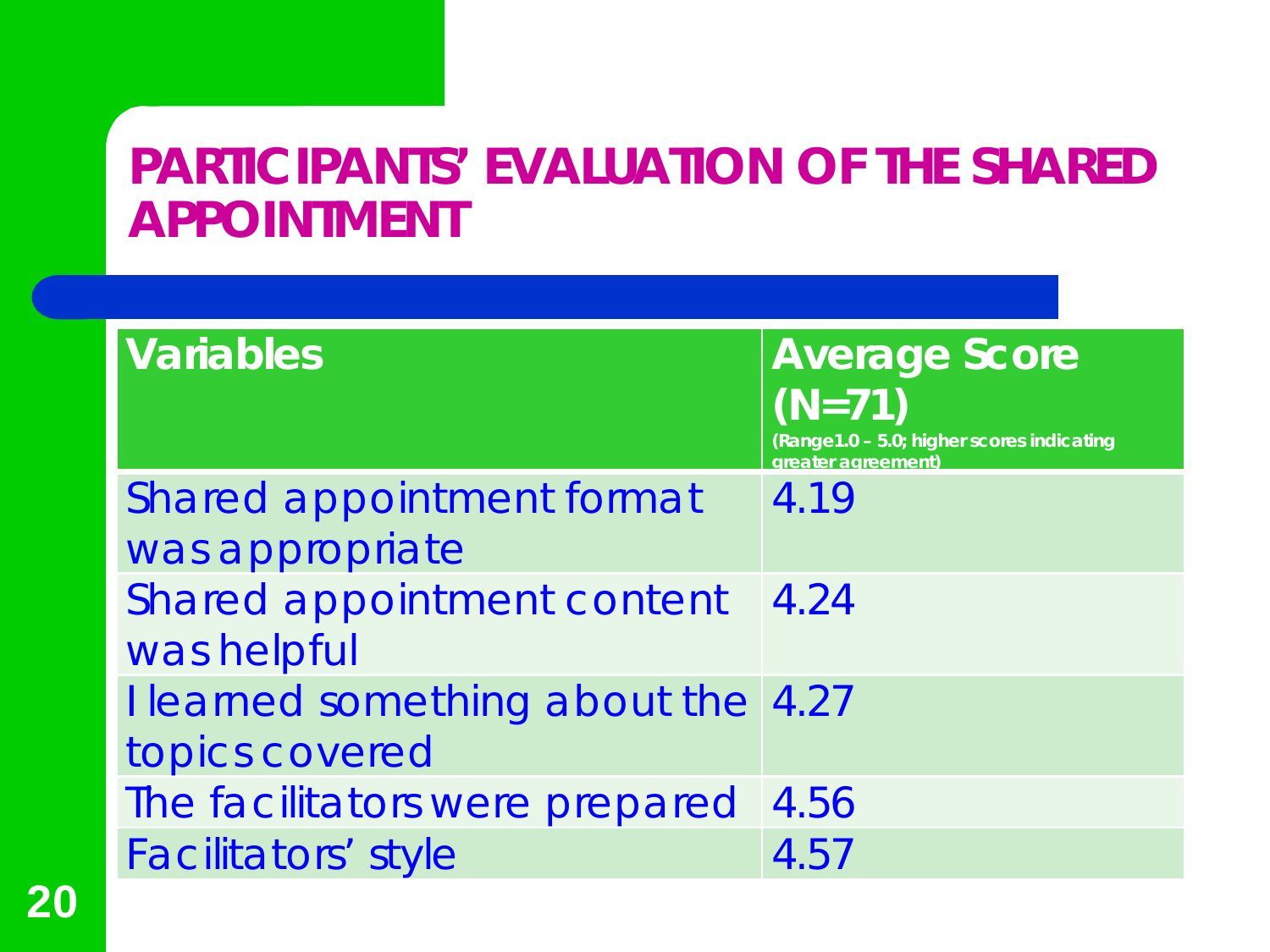# PARTICIPANTS' EVALUATION OF THE SHARED APPOINTMENT

| Variables | Average Score (N=71) (Range 1.0 – 5.0; higher scores indicating greater agreement) |
|---|---|
| Shared appointment format was appropriate | 4.19 |
| Shared appointment content was helpful | 4.24 |
| I learned something about the topics covered | 4.27 |
| The facilitators were prepared | 4.56 |
| Facilitators' style | 4.57 |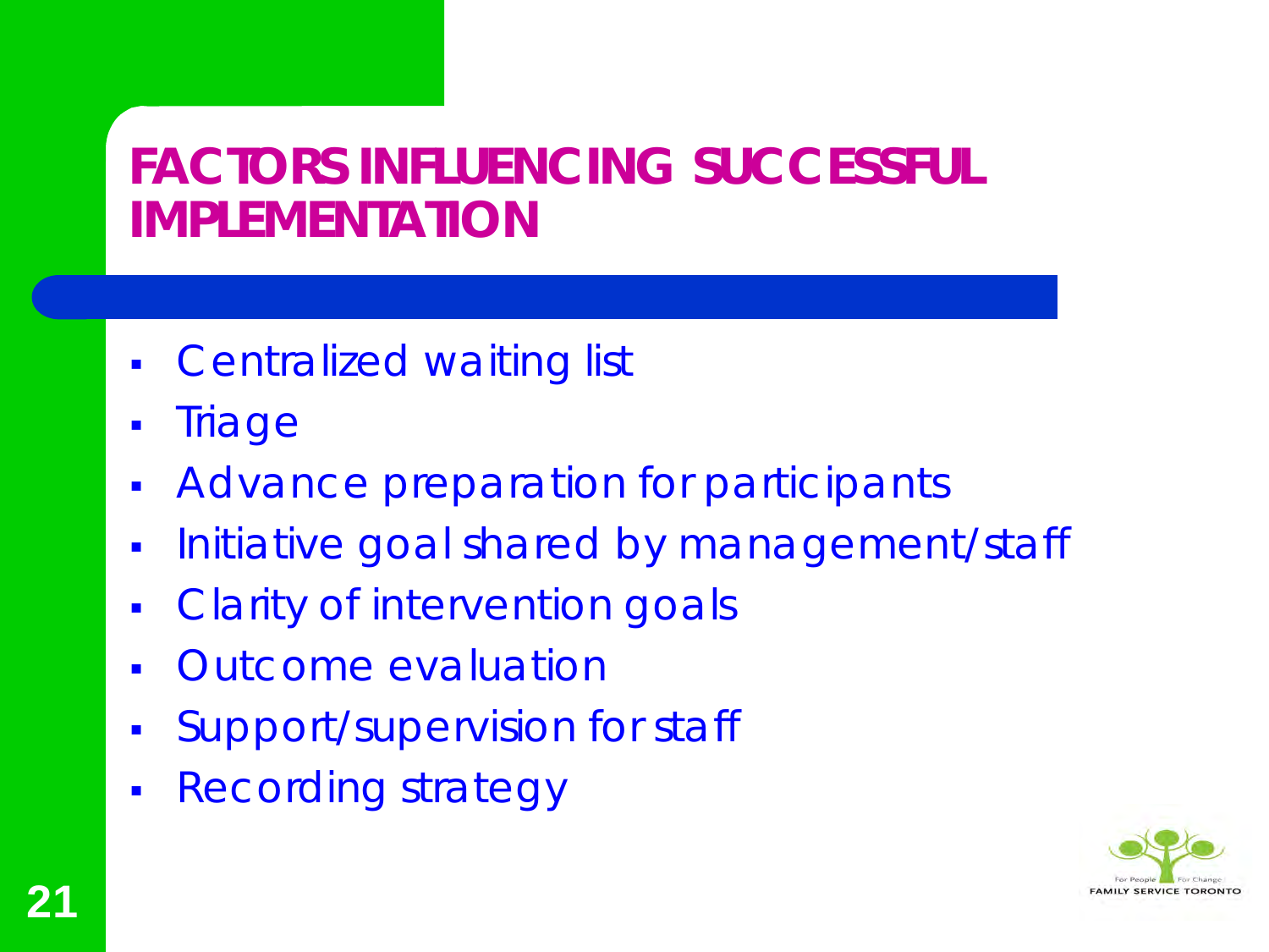# FACTORS INFLUENCING SUCCESSFUL IMPLEMENTATION

- Centralized waiting list
- Triage
- Advance preparation for participants
- Initiative goal shared by management/staff
- Clarity of intervention goals
- Outcome evaluation
- Support/supervision for staff
- Recording strategy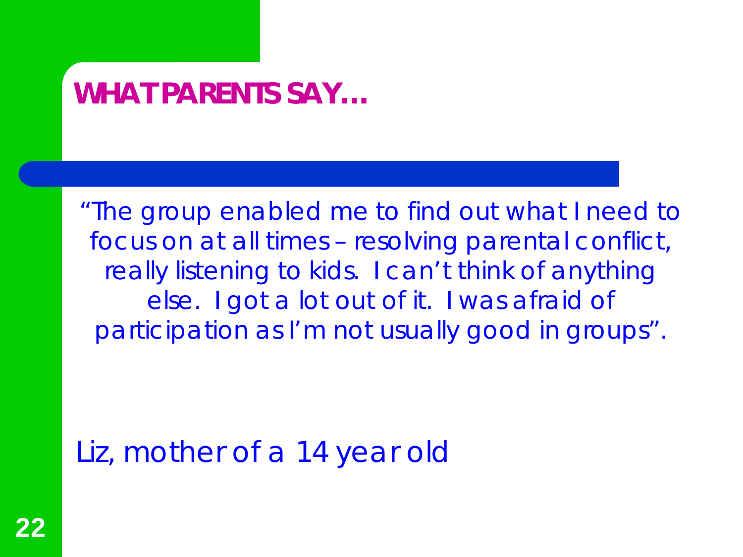# WHAT PARENTS SAY…

"The group enabled me to find out what I need to focus on at all times – resolving parental conflict, really listening to kids. I can't think of anything else. I got a lot out of it. I was afraid of participation as I'm not usually good in groups".

Liz, mother of a 14 year old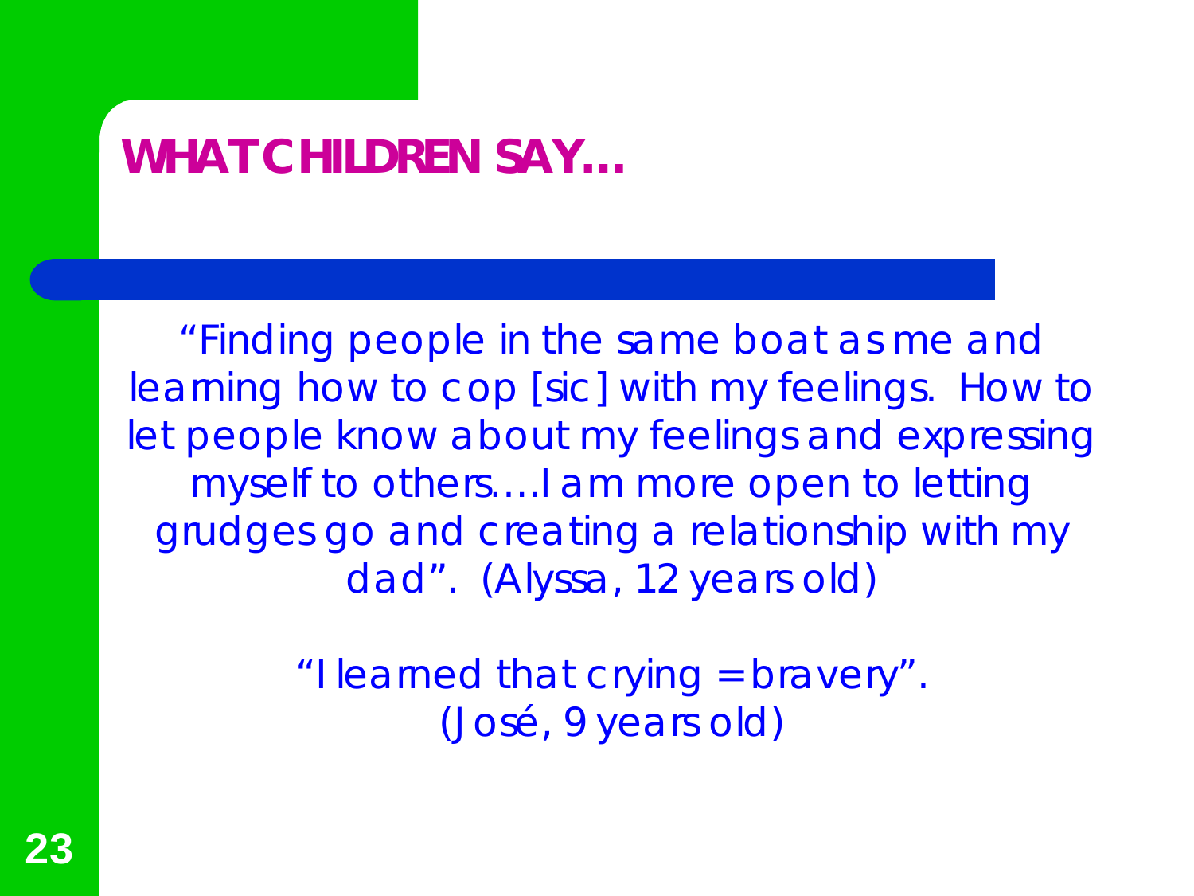# WHAT CHILDREN SAY…

"Finding people in the same boat as me and learning how to cop [sic] with my feelings. How to let people know about my feelings and expressing myself to others….I am more open to letting grudges go and creating a relationship with my dad". (Alyssa, 12 years old)

"I learned that crying = bravery". (José, 9 years old)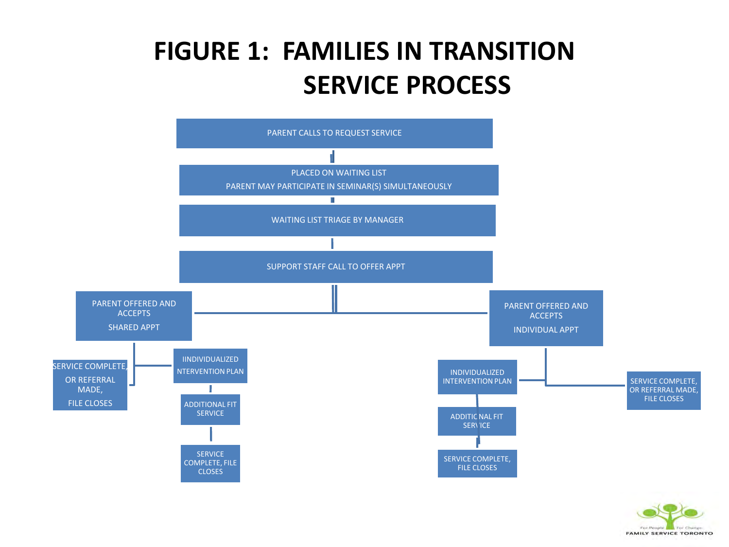# FIGURE 1: FAMILIES IN TRANSITION SERVICE PROCESS

PARENT CALLS TO REQUEST SERVICE

PLACED ON WAITING LIST
PARENT MAY PARTICIPATE IN SEMINAR(S) SIMULTANEOUSLY

WAITING LIST TRIAGE BY MANAGER

SUPPORT STAFF CALL TO OFFER APPT

PARENT OFFERED AND ACCEPTS
SHARED APPT

SERVICE COMPLETE, OR REFERRAL MADE, FILE CLOSES

IINDIVIDUALIZED NTERVENTION PLAN

ADDITIONAL FIT SERVICE

SERVICE COMPLETE, FILE CLOSES

PARENT OFFERED AND ACCEPTS
INDIVIDUAL APPT

INDIVIDUALIZED INTERVENTION PLAN

ADDITIONAL FIT SERVICE

SERVICE COMPLETE, FILE CLOSES

SERVICE COMPLETE, OR REFERRAL MADE, FILE CLOSES

For People For Change
FAMILY SERVICE TORONTO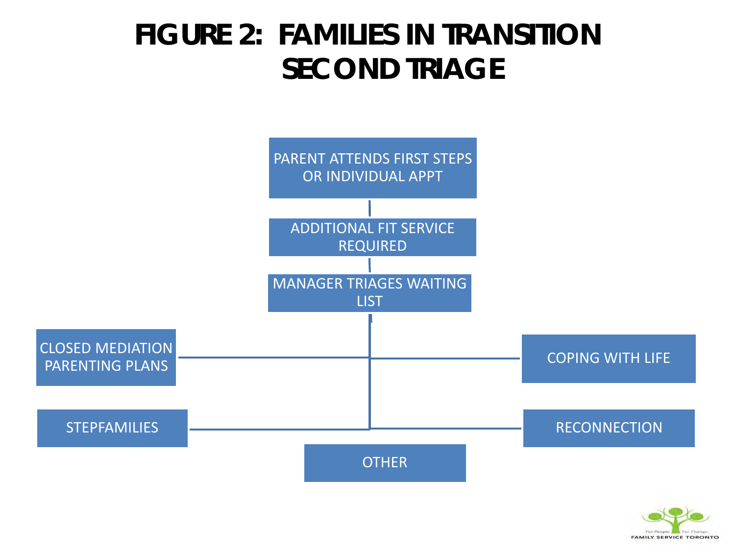# FIGURE 2: FAMILIES IN TRANSITION SECOND TRIAGE

PARENT ATTENDS FIRST STEPS OR INDIVIDUAL APPT

ADDITIONAL FIT SERVICE REQUIRED

MANAGER TRIAGES WAITING LIST

CLOSED MEDIATION PARENTING PLANS

COPING WITH LIFE

STEPFAMILIES

RECONNECTION

OTHER

For People For Change
FAMILY SERVICE TORONTO